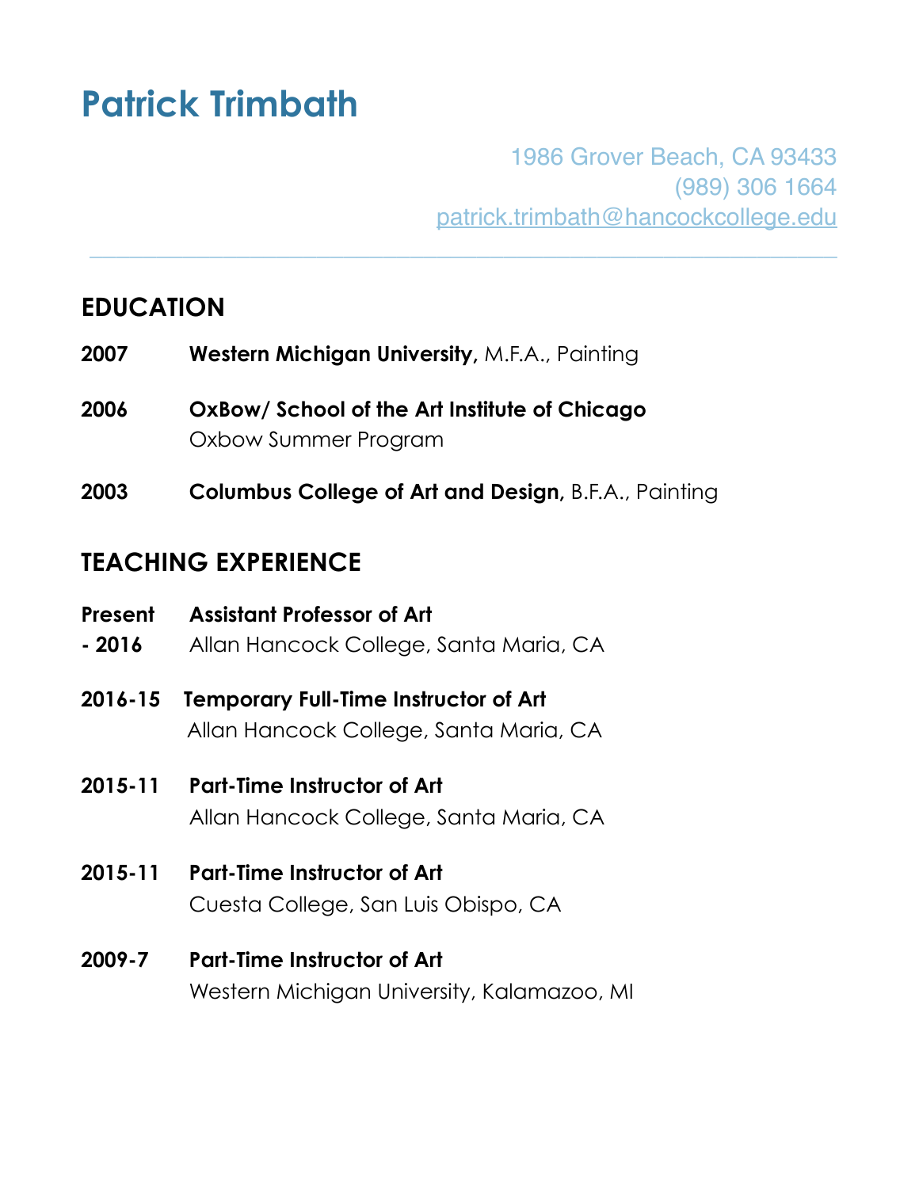# Patrick Trimbath

1986 Grover Beach, CA 93433
(989) 306 1664
patrick.trimbath@hancockcollege.edu

---

## EDUCATION

**2007** **Western Michigan University,** M.F.A., Painting

**2006** **OxBow/ School of the Art Institute of Chicago**
Oxbow Summer Program

**2003** **Columbus College of Art and Design,** B.F.A., Painting

## TEACHING EXPERIENCE

**Present - 2016** **Assistant Professor of Art**
Allan Hancock College, Santa Maria, CA

**2016-15** **Temporary Full-Time Instructor of Art**
Allan Hancock College, Santa Maria, CA

**2015-11** **Part-Time Instructor of Art**
Allan Hancock College, Santa Maria, CA

**2015-11** **Part-Time Instructor of Art**
Cuesta College, San Luis Obispo, CA

**2009-7** **Part-Time Instructor of Art**
Western Michigan University, Kalamazoo, MI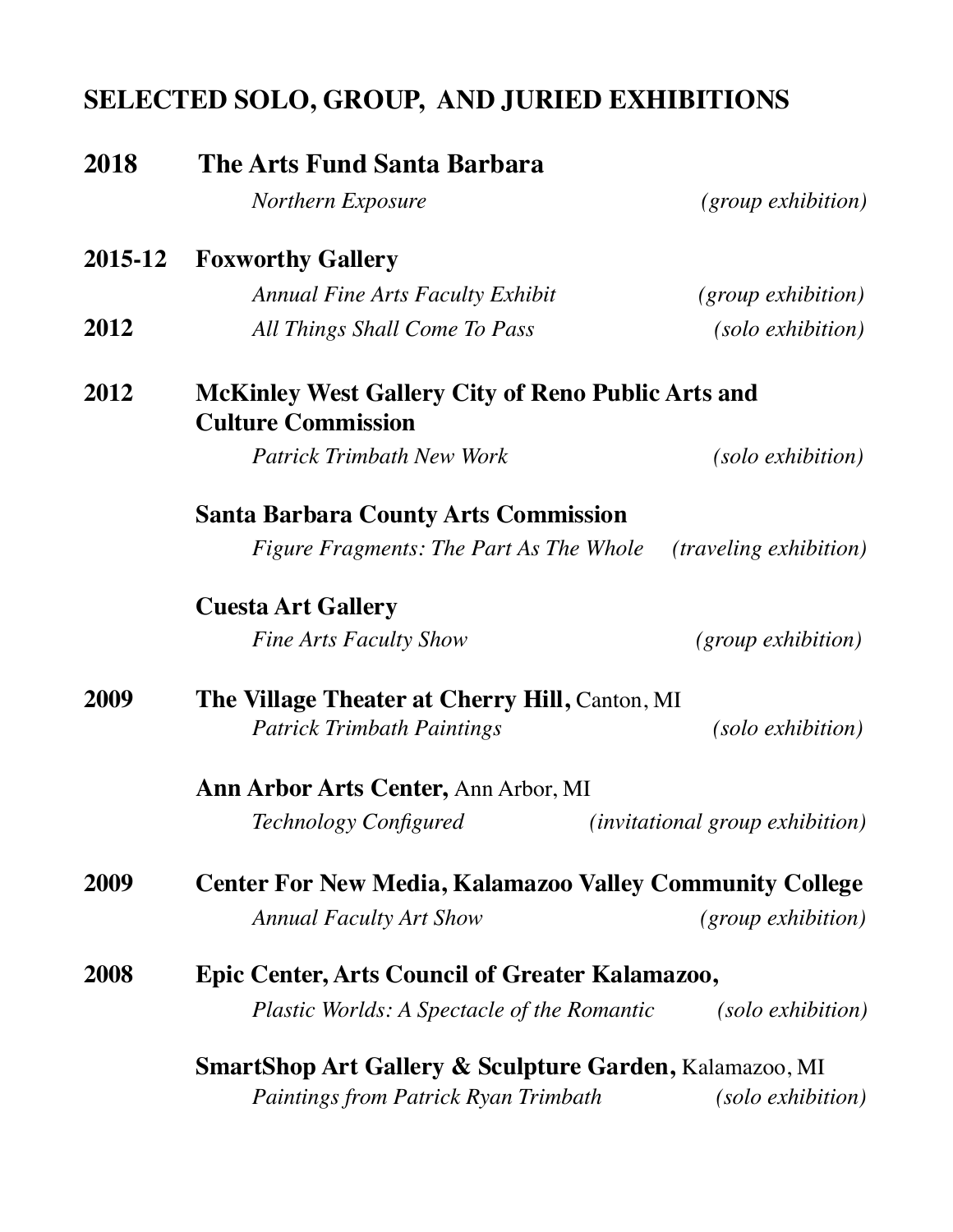## SELECTED SOLO, GROUP, AND JURIED EXHIBITIONS

**2018** **The Arts Fund Santa Barbara**

*Northern Exposure* *(group exhibition)*

**2015-12** **Foxworthy Gallery**

*Annual Fine Arts Faculty Exhibit* *(group exhibition)*

**2012** *All Things Shall Come To Pass* *(solo exhibition)*

**2012** **McKinley West Gallery City of Reno Public Arts and Culture Commission**

*Patrick Trimbath New Work* *(solo exhibition)*

**Santa Barbara County Arts Commission**

*Figure Fragments: The Part As The Whole* *(traveling exhibition)*

**Cuesta Art Gallery**

*Fine Arts Faculty Show* *(group exhibition)*

**2009** **The Village Theater at Cherry Hill,** Canton, MI

*Patrick Trimbath Paintings* *(solo exhibition)*

**Ann Arbor Arts Center,** Ann Arbor, MI

*Technology Configured* *(invitational group exhibition)*

**2009** **Center For New Media, Kalamazoo Valley Community College**

*Annual Faculty Art Show* *(group exhibition)*

**2008** **Epic Center, Arts Council of Greater Kalamazoo,**

*Plastic Worlds: A Spectacle of the Romantic* *(solo exhibition)*

**SmartShop Art Gallery & Sculpture Garden,** Kalamazoo, MI

*Paintings from Patrick Ryan Trimbath* *(solo exhibition)*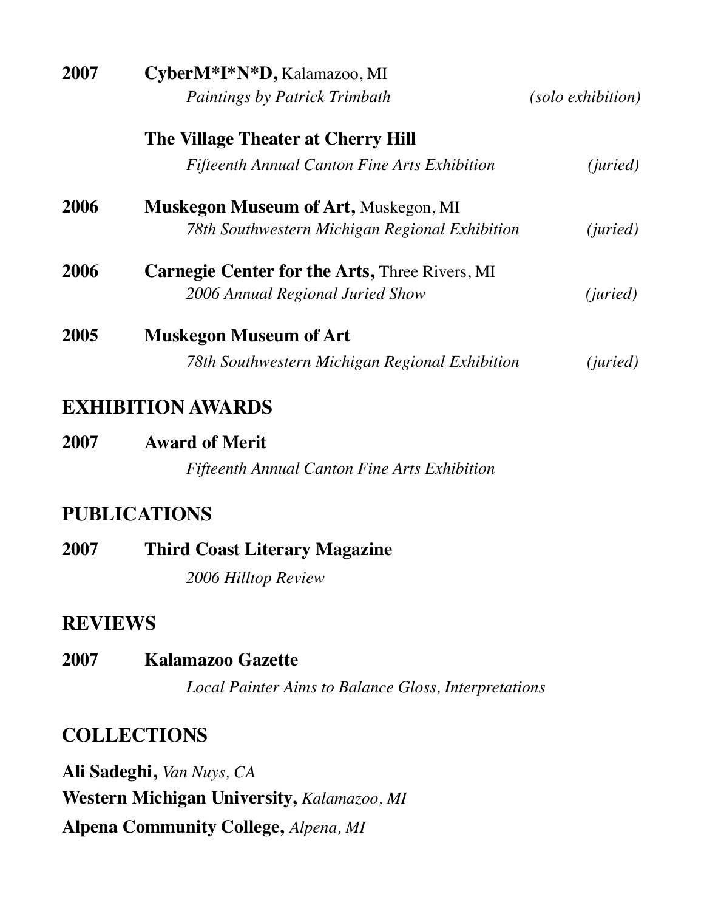**2007** **CyberM*I*N*D,** Kalamazoo, MI
*Paintings by Patrick Trimbath* *(solo exhibition)*

**The Village Theater at Cherry Hill**
*Fifteenth Annual Canton Fine Arts Exhibition* *(juried)*

**2006** **Muskegon Museum of Art,** Muskegon, MI
*78th Southwestern Michigan Regional Exhibition* *(juried)*

**2006** **Carnegie Center for the Arts,** Three Rivers, MI
*2006 Annual Regional Juried Show* *(juried)*

**2005** **Muskegon Museum of Art**
*78th Southwestern Michigan Regional Exhibition* *(juried)*

## EXHIBITION AWARDS

**2007** **Award of Merit**
*Fifteenth Annual Canton Fine Arts Exhibition*

## PUBLICATIONS

**2007** **Third Coast Literary Magazine**
*2006 Hilltop Review*

## REVIEWS

**2007** **Kalamazoo Gazette**
*Local Painter Aims to Balance Gloss, Interpretations*

## COLLECTIONS

**Ali Sadeghi,** *Van Nuys, CA*
**Western Michigan University,** *Kalamazoo, MI*
**Alpena Community College,** *Alpena, MI*